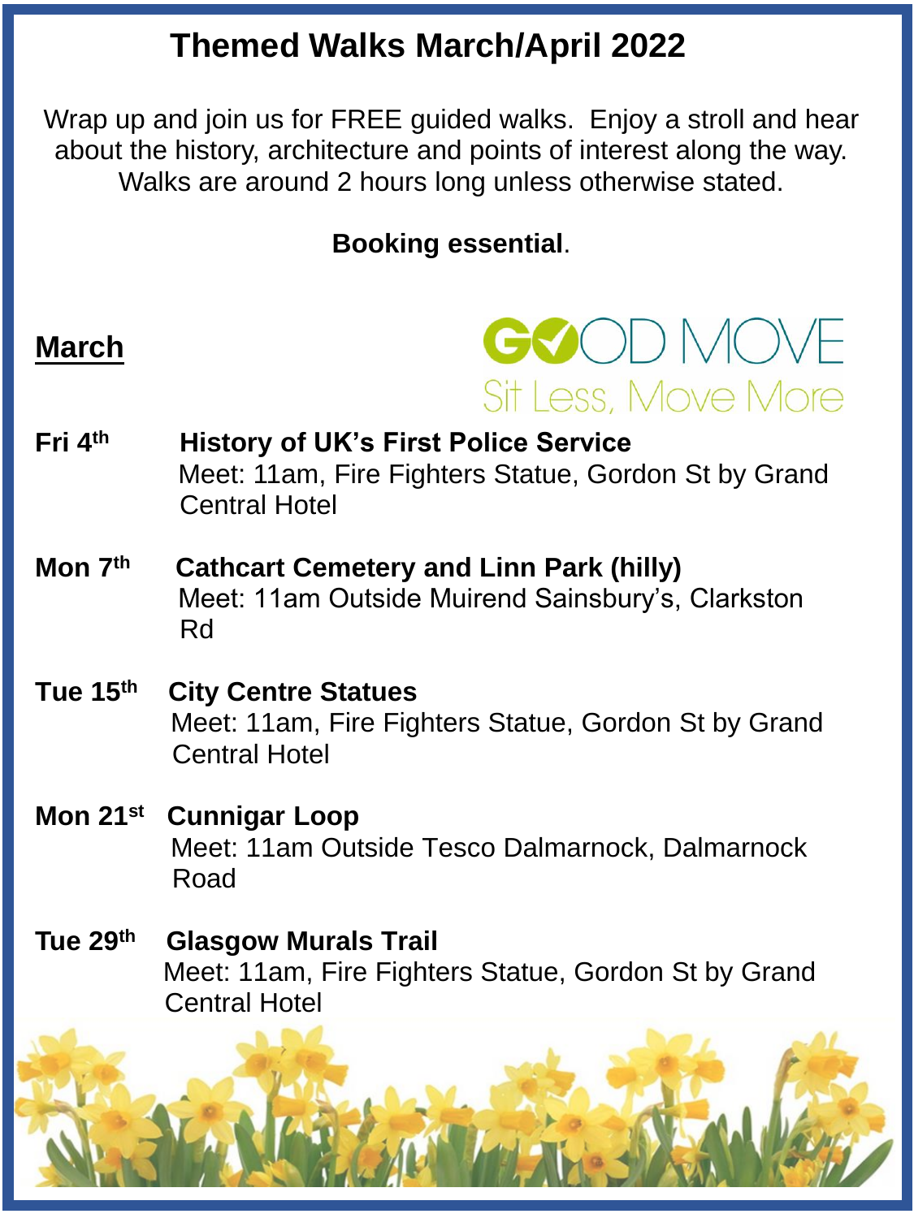# Themed Walks March/April 2022

Wrap up and join us for FREE guided walks. Enjoy a stroll and hear about the history, architecture and points of interest along the way. Walks are around 2 hours long unless otherwise stated.

**Booking essential**.

## March

GOOD MOVE
Sit Less, Move More

**Fri 4th** **History of UK's First Police Service**
Meet: 11am, Fire Fighters Statue, Gordon St by Grand Central Hotel

**Mon 7th** **Cathcart Cemetery and Linn Park (hilly)**
Meet: 11am Outside Muirend Sainsbury's, Clarkston Rd

**Tue 15th** **City Centre Statues**
Meet: 11am, Fire Fighters Statue, Gordon St by Grand Central Hotel

**Mon 21st** **Cunnigar Loop**
Meet: 11am Outside Tesco Dalmarnock, Dalmarnock Road

**Tue 29th** **Glasgow Murals Trail**
Meet: 11am, Fire Fighters Statue, Gordon St by Grand Central Hotel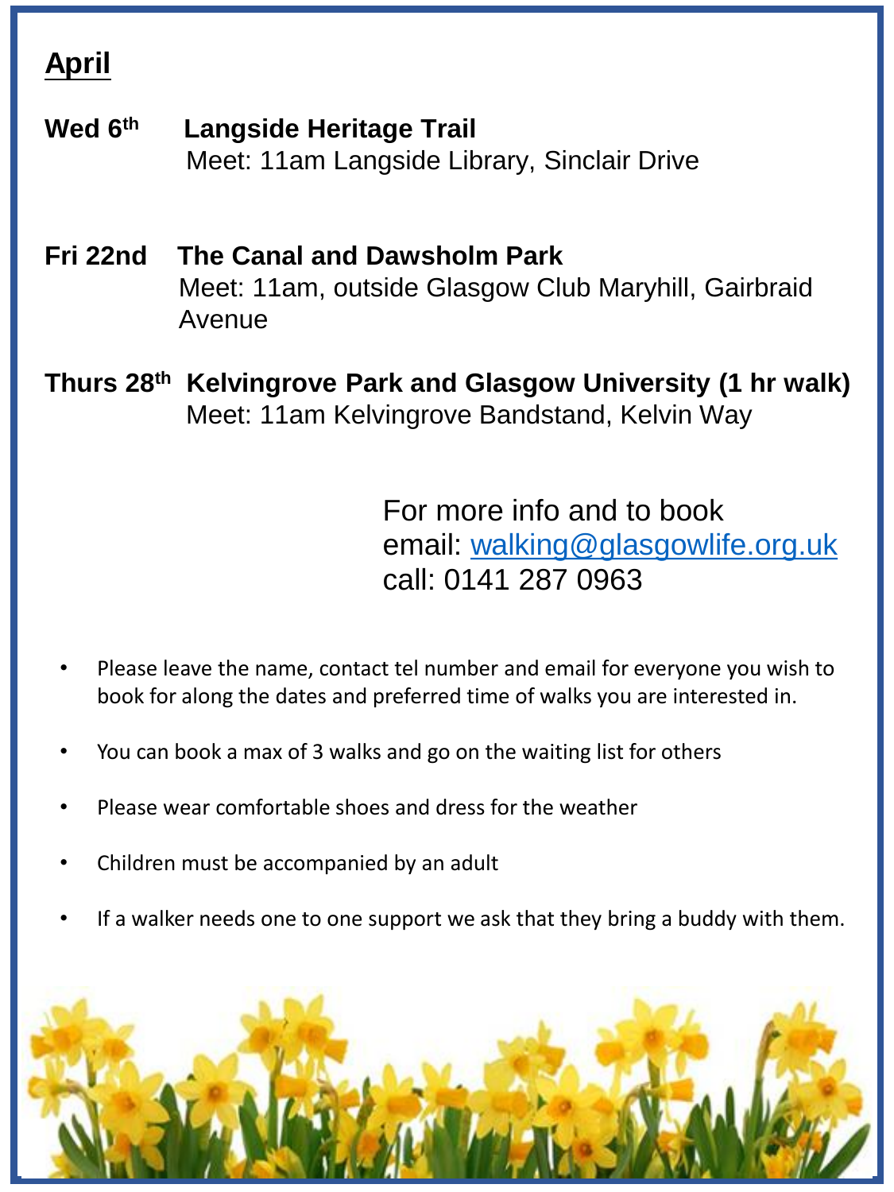## April

**Wed 6th** **Langside Heritage Trail**
Meet: 11am Langside Library, Sinclair Drive

**Fri 22nd** **The Canal and Dawsholm Park**
Meet: 11am, outside Glasgow Club Maryhill, Gairbraid Avenue

**Thurs 28th** **Kelvingrove Park and Glasgow University (1 hr walk)**
Meet: 11am Kelvingrove Bandstand, Kelvin Way

For more info and to book
email: walking@glasgowlife.org.uk
call: 0141 287 0963

- Please leave the name, contact tel number and email for everyone you wish to book for along the dates and preferred time of walks you are interested in.
- You can book a max of 3 walks and go on the waiting list for others
- Please wear comfortable shoes and dress for the weather
- Children must be accompanied by an adult
- If a walker needs one to one support we ask that they bring a buddy with them.